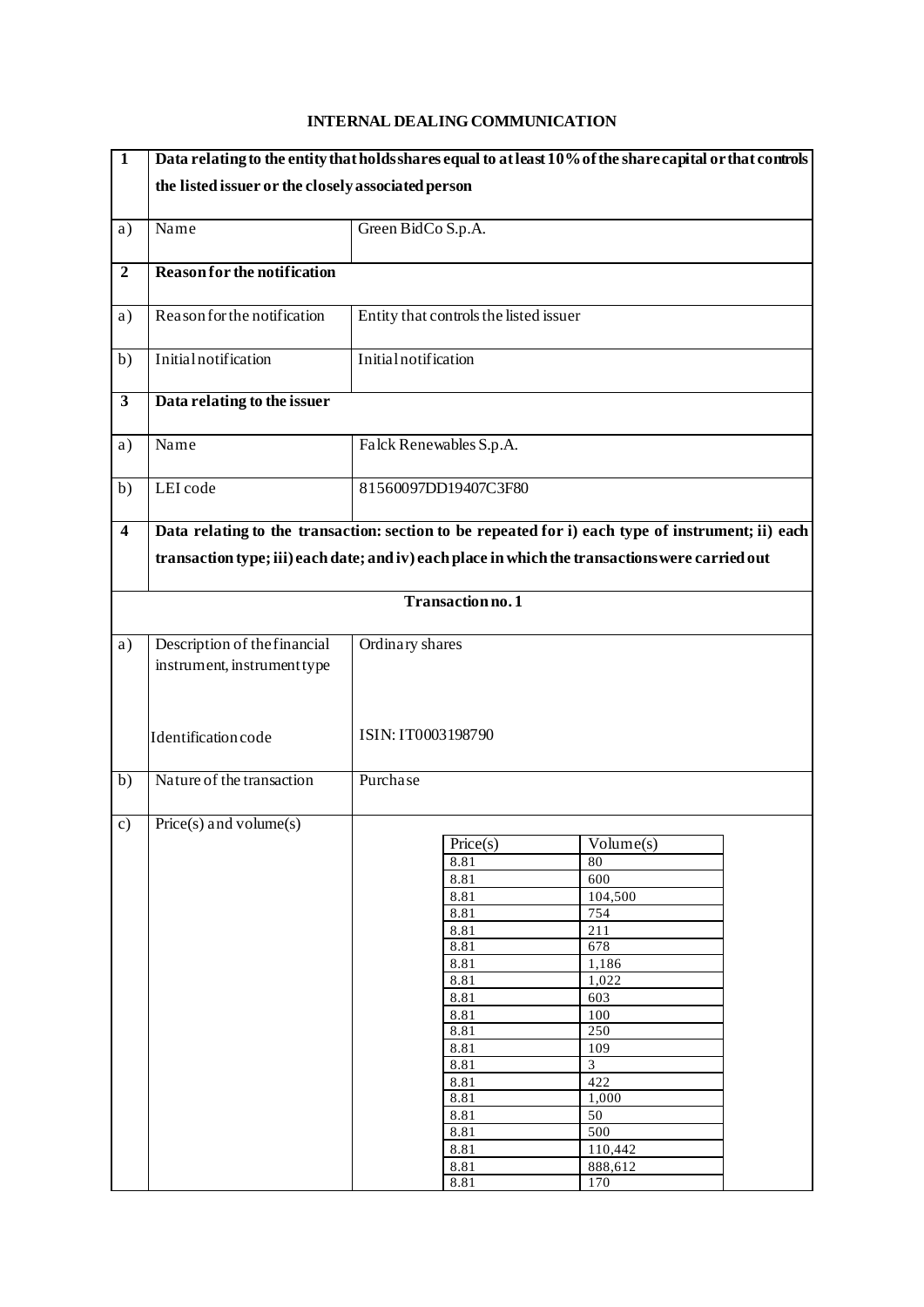# INTERNAL DEALING COMMUNICATION

| | | |
|---|---|---|
| **1** | **Data relating to the entity that holds shares equal to at least 10% of the share capital or that controls the listed issuer or the closely associated person** | |
| a) | Name | Green BidCo S.p.A. |
| **2** | **Reason for the notification** | |
| a) | Reason for the notification | Entity that controls the listed issuer |
| b) | Initial notification | Initial notification |
| **3** | **Data relating to the issuer** | |
| a) | Name | Falck Renewables S.p.A. |
| b) | LEI code | 81560097DD19407C3F80 |
| **4** | **Data relating to the transaction: section to be repeated for i) each type of instrument; ii) each transaction type; iii) each date; and iv) each place in which the transactions were carried out** | |
| | **Transaction no. 1** | |
| a) | Description of the financial instrument, instrument type<br><br>Identification code | Ordinary shares<br><br>ISIN: IT0003198790 |
| b) | Nature of the transaction | Purchase |
| c) | Price(s) and volume(s) | |

| Price(s) | Volume(s) |
|---|---|
| 8.81 | 80 |
| 8.81 | 600 |
| 8.81 | 104,500 |
| 8.81 | 754 |
| 8.81 | 211 |
| 8.81 | 678 |
| 8.81 | 1,186 |
| 8.81 | 1,022 |
| 8.81 | 603 |
| 8.81 | 100 |
| 8.81 | 250 |
| 8.81 | 109 |
| 8.81 | 3 |
| 8.81 | 422 |
| 8.81 | 1,000 |
| 8.81 | 50 |
| 8.81 | 500 |
| 8.81 | 110,442 |
| 8.81 | 888,612 |
| 8.81 | 170 |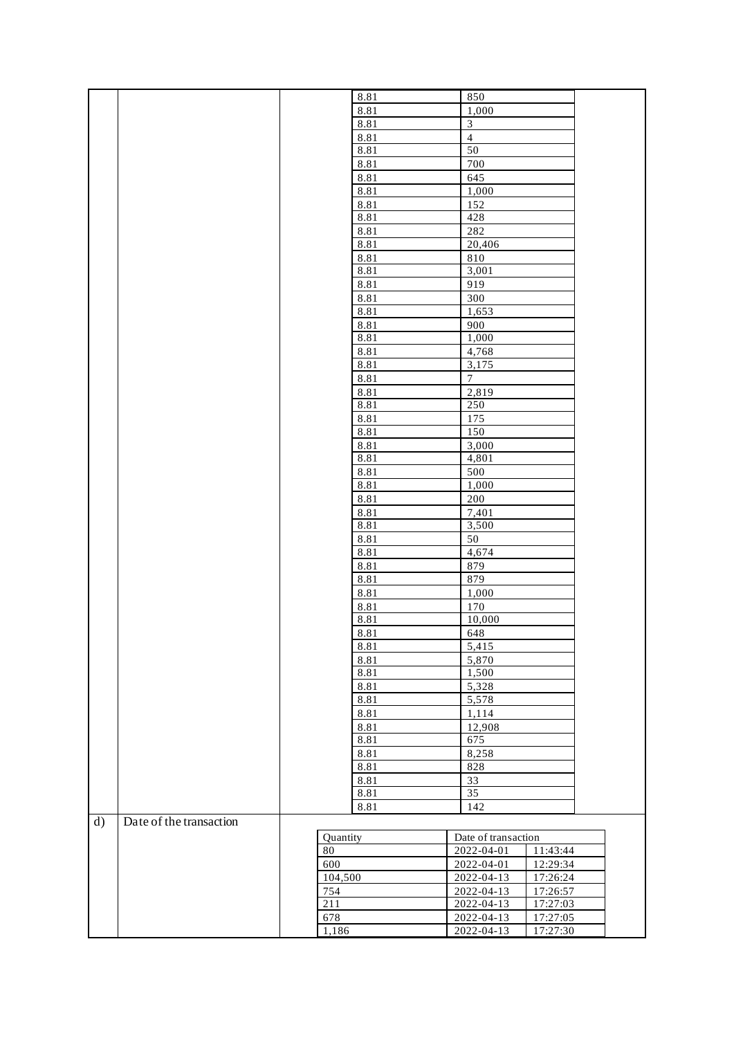| | | Price | Volume |
|---|---|---|---|
| | | 8.81 | 850 |
| | | 8.81 | 1,000 |
| | | 8.81 | 3 |
| | | 8.81 | 4 |
| | | 8.81 | 50 |
| | | 8.81 | 700 |
| | | 8.81 | 645 |
| | | 8.81 | 1,000 |
| | | 8.81 | 152 |
| | | 8.81 | 428 |
| | | 8.81 | 282 |
| | | 8.81 | 20,406 |
| | | 8.81 | 810 |
| | | 8.81 | 3,001 |
| | | 8.81 | 919 |
| | | 8.81 | 300 |
| | | 8.81 | 1,653 |
| | | 8.81 | 900 |
| | | 8.81 | 1,000 |
| | | 8.81 | 4,768 |
| | | 8.81 | 3,175 |
| | | 8.81 | 7 |
| | | 8.81 | 2,819 |
| | | 8.81 | 250 |
| | | 8.81 | 175 |
| | | 8.81 | 150 |
| | | 8.81 | 3,000 |
| | | 8.81 | 4,801 |
| | | 8.81 | 500 |
| | | 8.81 | 1,000 |
| | | 8.81 | 200 |
| | | 8.81 | 7,401 |
| | | 8.81 | 3,500 |
| | | 8.81 | 50 |
| | | 8.81 | 4,674 |
| | | 8.81 | 879 |
| | | 8.81 | 879 |
| | | 8.81 | 1,000 |
| | | 8.81 | 170 |
| | | 8.81 | 10,000 |
| | | 8.81 | 648 |
| | | 8.81 | 5,415 |
| | | 8.81 | 5,870 |
| | | 8.81 | 1,500 |
| | | 8.81 | 5,328 |
| | | 8.81 | 5,578 |
| | | 8.81 | 1,114 |
| | | 8.81 | 12,908 |
| | | 8.81 | 675 |
| | | 8.81 | 8,258 |
| | | 8.81 | 828 |
| | | 8.81 | 33 |
| | | 8.81 | 35 |
| | | 8.81 | 142 |

| d) | Date of the transaction | | |
|---|---|---|---|
| | | **Quantity** | **Date of transaction** |
| | | 80 | 2022-04-01 11:43:44 |
| | | 600 | 2022-04-01 12:29:34 |
| | | 104,500 | 2022-04-13 17:26:24 |
| | | 754 | 2022-04-13 17:26:57 |
| | | 211 | 2022-04-13 17:27:03 |
| | | 678 | 2022-04-13 17:27:05 |
| | | 1,186 | 2022-04-13 17:27:30 |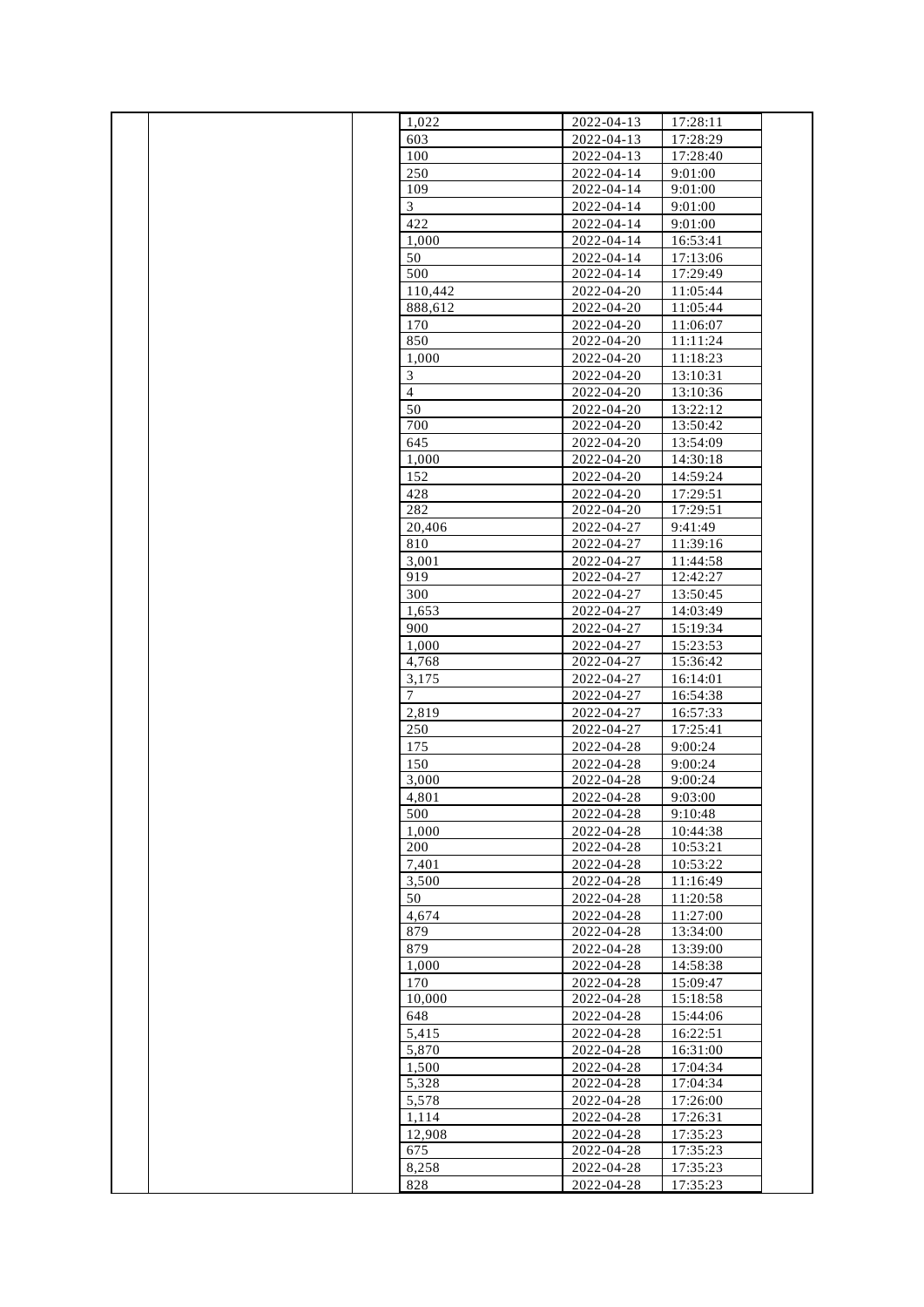| | | | | | | |
|---|---|---|---|---|---|---|
| | | | 1,022 | 2022-04-13 | 17:28:11 | |
| | | | 603 | 2022-04-13 | 17:28:29 | |
| | | | 100 | 2022-04-13 | 17:28:40 | |
| | | | 250 | 2022-04-14 | 9:01:00 | |
| | | | 109 | 2022-04-14 | 9:01:00 | |
| | | | 3 | 2022-04-14 | 9:01:00 | |
| | | | 422 | 2022-04-14 | 9:01:00 | |
| | | | 1,000 | 2022-04-14 | 16:53:41 | |
| | | | 50 | 2022-04-14 | 17:13:06 | |
| | | | 500 | 2022-04-14 | 17:29:49 | |
| | | | 110,442 | 2022-04-20 | 11:05:44 | |
| | | | 888,612 | 2022-04-20 | 11:05:44 | |
| | | | 170 | 2022-04-20 | 11:06:07 | |
| | | | 850 | 2022-04-20 | 11:11:24 | |
| | | | 1,000 | 2022-04-20 | 11:18:23 | |
| | | | 3 | 2022-04-20 | 13:10:31 | |
| | | | 4 | 2022-04-20 | 13:10:36 | |
| | | | 50 | 2022-04-20 | 13:22:12 | |
| | | | 700 | 2022-04-20 | 13:50:42 | |
| | | | 645 | 2022-04-20 | 13:54:09 | |
| | | | 1,000 | 2022-04-20 | 14:30:18 | |
| | | | 152 | 2022-04-20 | 14:59:24 | |
| | | | 428 | 2022-04-20 | 17:29:51 | |
| | | | 282 | 2022-04-20 | 17:29:51 | |
| | | | 20,406 | 2022-04-27 | 9:41:49 | |
| | | | 810 | 2022-04-27 | 11:39:16 | |
| | | | 3,001 | 2022-04-27 | 11:44:58 | |
| | | | 919 | 2022-04-27 | 12:42:27 | |
| | | | 300 | 2022-04-27 | 13:50:45 | |
| | | | 1,653 | 2022-04-27 | 14:03:49 | |
| | | | 900 | 2022-04-27 | 15:19:34 | |
| | | | 1,000 | 2022-04-27 | 15:23:53 | |
| | | | 4,768 | 2022-04-27 | 15:36:42 | |
| | | | 3,175 | 2022-04-27 | 16:14:01 | |
| | | | 7 | 2022-04-27 | 16:54:38 | |
| | | | 2,819 | 2022-04-27 | 16:57:33 | |
| | | | 250 | 2022-04-27 | 17:25:41 | |
| | | | 175 | 2022-04-28 | 9:00:24 | |
| | | | 150 | 2022-04-28 | 9:00:24 | |
| | | | 3,000 | 2022-04-28 | 9:00:24 | |
| | | | 4,801 | 2022-04-28 | 9:03:00 | |
| | | | 500 | 2022-04-28 | 9:10:48 | |
| | | | 1,000 | 2022-04-28 | 10:44:38 | |
| | | | 200 | 2022-04-28 | 10:53:21 | |
| | | | 7,401 | 2022-04-28 | 10:53:22 | |
| | | | 3,500 | 2022-04-28 | 11:16:49 | |
| | | | 50 | 2022-04-28 | 11:20:58 | |
| | | | 4,674 | 2022-04-28 | 11:27:00 | |
| | | | 879 | 2022-04-28 | 13:34:00 | |
| | | | 879 | 2022-04-28 | 13:39:00 | |
| | | | 1,000 | 2022-04-28 | 14:58:38 | |
| | | | 170 | 2022-04-28 | 15:09:47 | |
| | | | 10,000 | 2022-04-28 | 15:18:58 | |
| | | | 648 | 2022-04-28 | 15:44:06 | |
| | | | 5,415 | 2022-04-28 | 16:22:51 | |
| | | | 5,870 | 2022-04-28 | 16:31:00 | |
| | | | 1,500 | 2022-04-28 | 17:04:34 | |
| | | | 5,328 | 2022-04-28 | 17:04:34 | |
| | | | 5,578 | 2022-04-28 | 17:26:00 | |
| | | | 1,114 | 2022-04-28 | 17:26:31 | |
| | | | 12,908 | 2022-04-28 | 17:35:23 | |
| | | | 675 | 2022-04-28 | 17:35:23 | |
| | | | 8,258 | 2022-04-28 | 17:35:23 | |
| | | | 828 | 2022-04-28 | 17:35:23 | |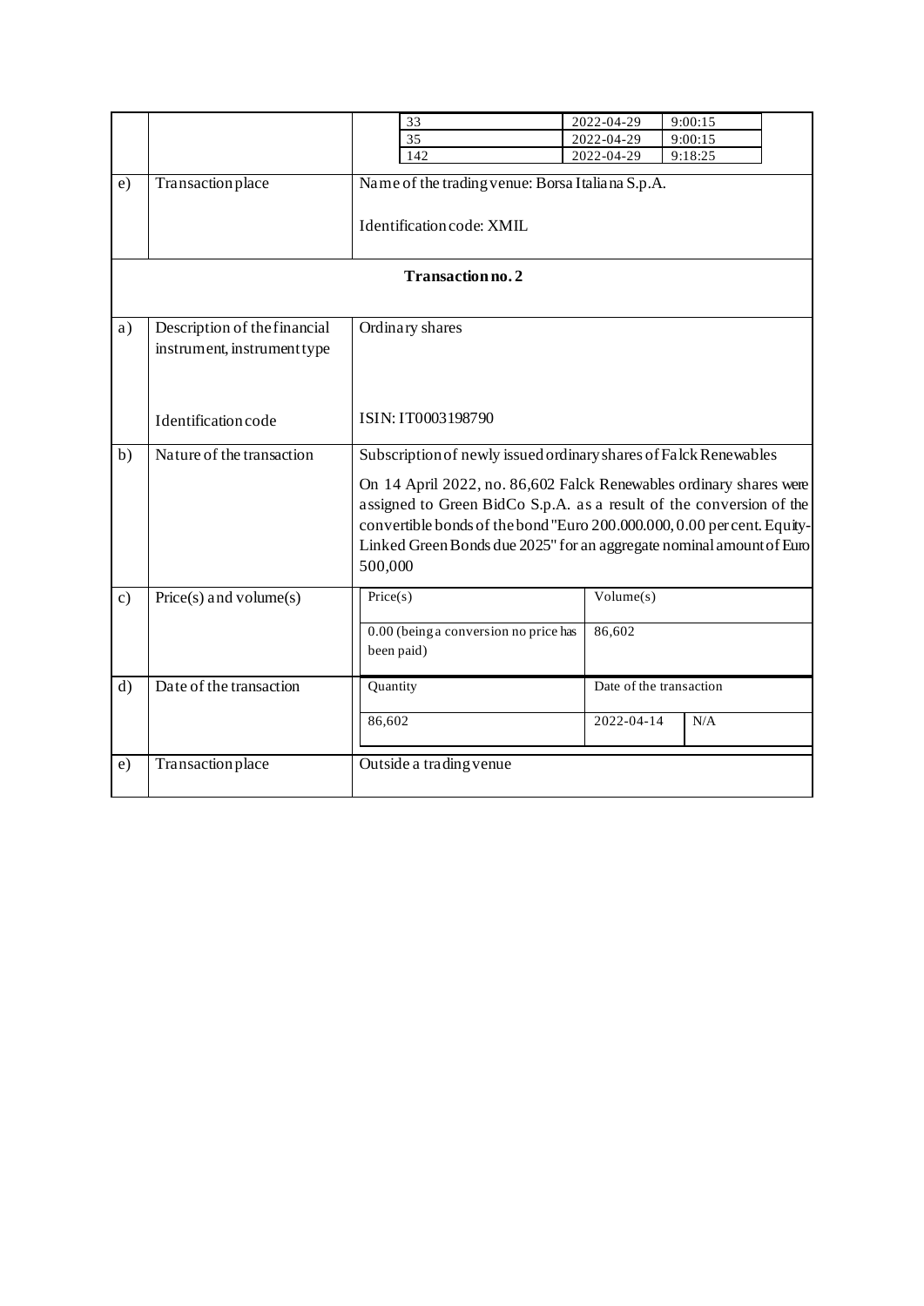| | | | | |
|---|---|---|---|---|
| | | 33 | 2022-04-29 | 9:00:15 |
| | | 35 | 2022-04-29 | 9:00:15 |
| | | 142 | 2022-04-29 | 9:18:25 |
| e) | Transaction place | Name of the trading venue: Borsa Italiana S.p.A.<br><br>Identification code: XMIL | | |

**Transaction no. 2**

| | | |
|---|---|---|
| a) | Description of the financial instrument, instrument type<br><br>Identification code | Ordinary shares<br><br>ISIN: IT0003198790 |
| b) | Nature of the transaction | Subscription of newly issued ordinary shares of Falck Renewables<br><br>On 14 April 2022, no. 86,602 Falck Renewables ordinary shares were assigned to Green BidCo S.p.A. as a result of the conversion of the convertible bonds of the bond "Euro 200.000.000, 0.00 per cent. Equity-Linked Green Bonds due 2025" for an aggregate nominal amount of Euro 500,000 |

| | | | | |
|---|---|---|---|---|
| c) | Price(s) and volume(s) | Price(s) | Volume(s) | |
| | | 0.00 (being a conversion no price has been paid) | 86,602 | |
| d) | Date of the transaction | Quantity | Date of the transaction | |
| | | 86,602 | 2022-04-14 | N/A |
| e) | Transaction place | Outside a trading venue | | |